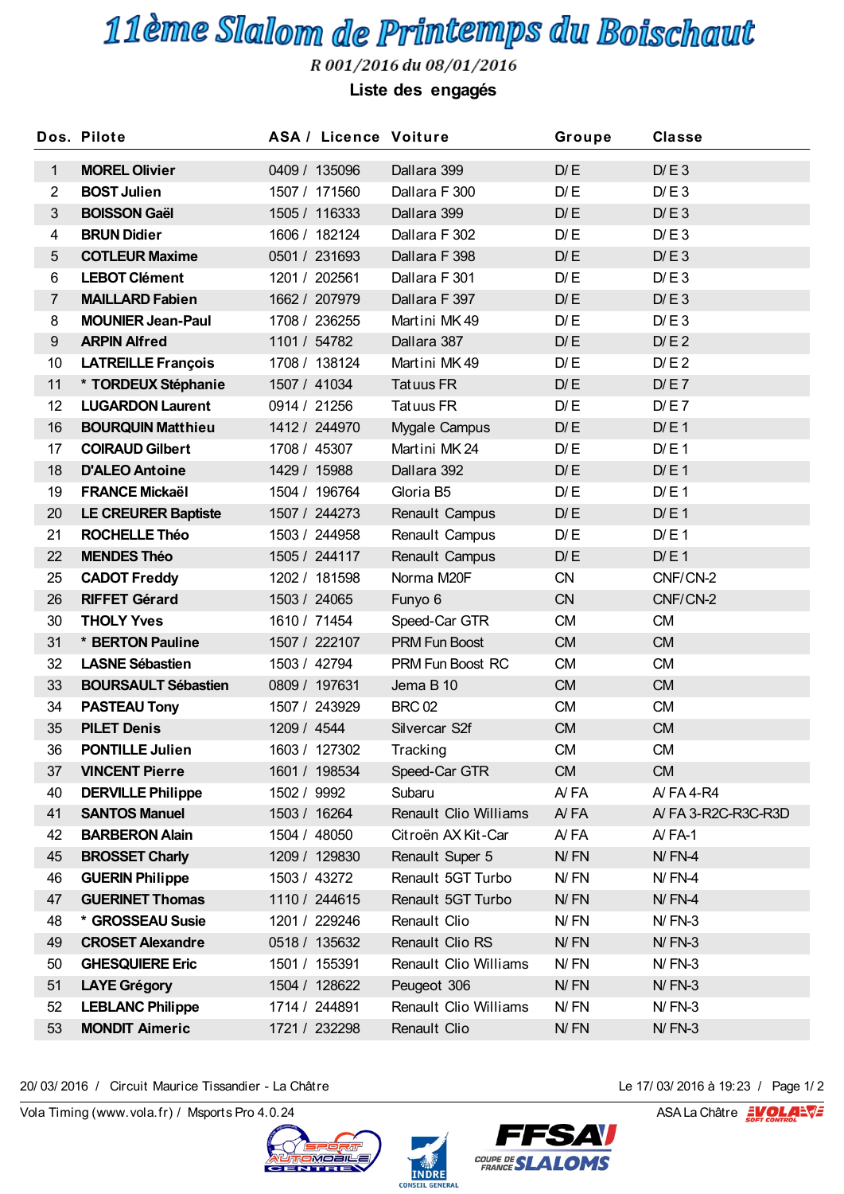# 11ème Slalom de Printemps du Boischaut

*R 001/2016 du 08/01/2016*

**Liste des engagés**

| Dos. | Pilote | ASA / Licence | Voiture | Groupe | Classe |
|---|---|---|---|---|---|
| 1 | **MOREL Olivier** | 0409 / 135096 | Dallara 399 | D/E | D/E 3 |
| 2 | **BOST Julien** | 1507 / 171560 | Dallara F 300 | D/E | D/E 3 |
| 3 | **BOISSON Gaël** | 1505 / 116333 | Dallara 399 | D/E | D/E 3 |
| 4 | **BRUN Didier** | 1606 / 182124 | Dallara F 302 | D/E | D/E 3 |
| 5 | **COTLEUR Maxime** | 0501 / 231693 | Dallara F 398 | D/E | D/E 3 |
| 6 | **LEBOT Clément** | 1201 / 202561 | Dallara F 301 | D/E | D/E 3 |
| 7 | **MAILLARD Fabien** | 1662 / 207979 | Dallara F 397 | D/E | D/E 3 |
| 8 | **MOUNIER Jean-Paul** | 1708 / 236255 | Martini MK 49 | D/E | D/E 3 |
| 9 | **ARPIN Alfred** | 1101 / 54782 | Dallara 387 | D/E | D/E 2 |
| 10 | **LATREILLE François** | 1708 / 138124 | Martini MK 49 | D/E | D/E 2 |
| 11 | **\* TORDEUX Stéphanie** | 1507 / 41034 | Tatuus FR | D/E | D/E 7 |
| 12 | **LUGARDON Laurent** | 0914 / 21256 | Tatuus FR | D/E | D/E 7 |
| 16 | **BOURQUIN Matthieu** | 1412 / 244970 | Mygale Campus | D/E | D/E 1 |
| 17 | **COIRAUD Gilbert** | 1708 / 45307 | Martini MK 24 | D/E | D/E 1 |
| 18 | **D'ALEO Antoine** | 1429 / 15988 | Dallara 392 | D/E | D/E 1 |
| 19 | **FRANCE Mickaël** | 1504 / 196764 | Gloria B5 | D/E | D/E 1 |
| 20 | **LE CREURER Baptiste** | 1507 / 244273 | Renault Campus | D/E | D/E 1 |
| 21 | **ROCHELLE Théo** | 1503 / 244958 | Renault Campus | D/E | D/E 1 |
| 22 | **MENDES Théo** | 1505 / 244117 | Renault Campus | D/E | D/E 1 |
| 25 | **CADOT Freddy** | 1202 / 181598 | Norma M20F | CN | CNF/CN-2 |
| 26 | **RIFFET Gérard** | 1503 / 24065 | Funyo 6 | CN | CNF/CN-2 |
| 30 | **THOLY Yves** | 1610 / 71454 | Speed-Car GTR | CM | CM |
| 31 | **\* BERTON Pauline** | 1507 / 222107 | PRM Fun Boost | CM | CM |
| 32 | **LASNE Sébastien** | 1503 / 42794 | PRM Fun Boost RC | CM | CM |
| 33 | **BOURSAULT Sébastien** | 0809 / 197631 | Jema B 10 | CM | CM |
| 34 | **PASTEAU Tony** | 1507 / 243929 | BRC 02 | CM | CM |
| 35 | **PILET Denis** | 1209 / 4544 | Silvercar S2f | CM | CM |
| 36 | **PONTILLE Julien** | 1603 / 127302 | Tracking | CM | CM |
| 37 | **VINCENT Pierre** | 1601 / 198534 | Speed-Car GTR | CM | CM |
| 40 | **DERVILLE Philippe** | 1502 / 9992 | Subaru | A/FA | A/FA 4-R4 |
| 41 | **SANTOS Manuel** | 1503 / 16264 | Renault Clio Williams | A/FA | A/FA 3-R2C-R3C-R3D |
| 42 | **BARBERON Alain** | 1504 / 48050 | Citroën AX Kit-Car | A/FA | A/FA-1 |
| 45 | **BROSSET Charly** | 1209 / 129830 | Renault Super 5 | N/FN | N/FN-4 |
| 46 | **GUERIN Philippe** | 1503 / 43272 | Renault 5GT Turbo | N/FN | N/FN-4 |
| 47 | **GUERINET Thomas** | 1110 / 244615 | Renault 5GT Turbo | N/FN | N/FN-4 |
| 48 | **\* GROSSEAU Susie** | 1201 / 229246 | Renault Clio | N/FN | N/FN-3 |
| 49 | **CROSET Alexandre** | 0518 / 135632 | Renault Clio RS | N/FN | N/FN-3 |
| 50 | **GHESQUIERE Eric** | 1501 / 155391 | Renault Clio Williams | N/FN | N/FN-3 |
| 51 | **LAYE Grégory** | 1504 / 128622 | Peugeot 306 | N/FN | N/FN-3 |
| 52 | **LEBLANC Philippe** | 1714 / 244891 | Renault Clio Williams | N/FN | N/FN-3 |
| 53 | **MONDIT Aimeric** | 1721 / 232298 | Renault Clio | N/FN | N/FN-3 |

20/03/2016 / Circuit Maurice Tissandier - La Châtre — Le 17/03/2016 à 19:23

Vola Timing (www.vola.fr) / Msports Pro 4.0.24 — ASA La Châtre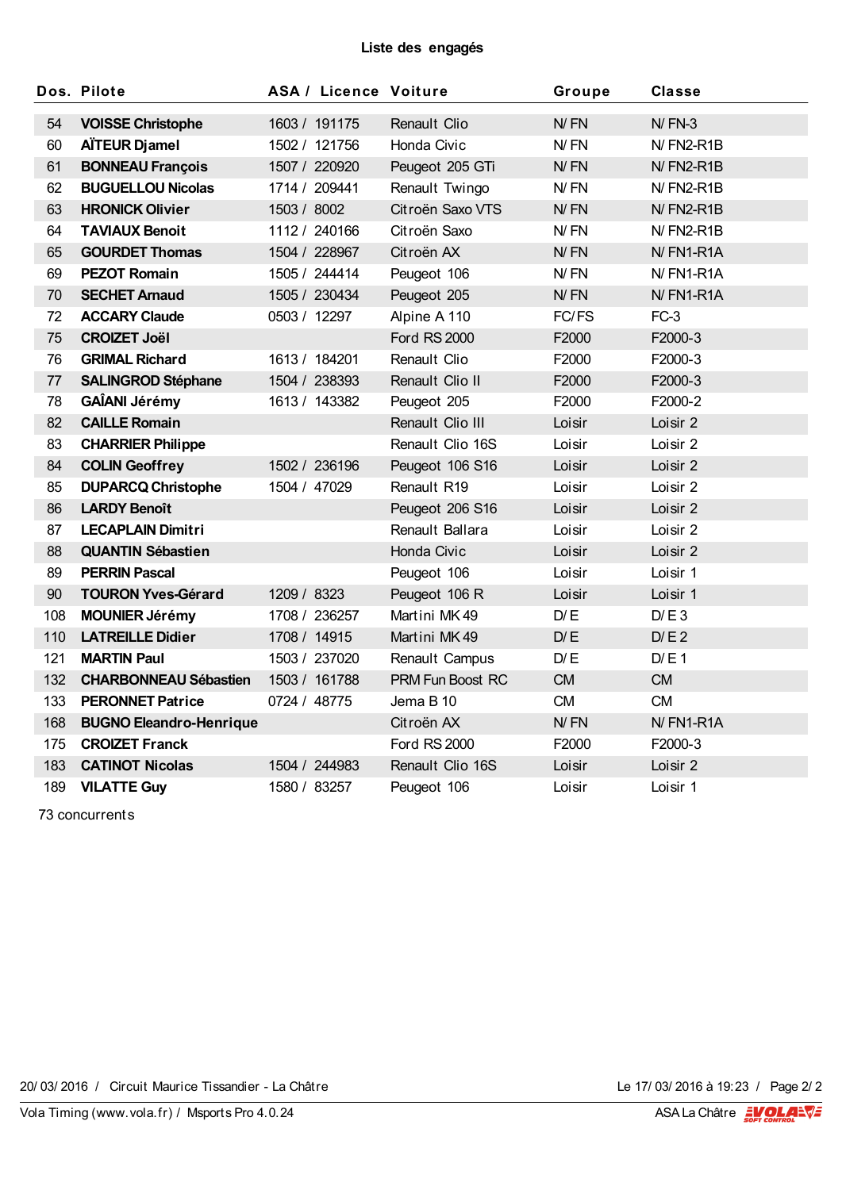**Liste des engagés**

| Dos. | Pilote | ASA / Licence | Voiture | Groupe | Classe |
|---|---|---|---|---|---|
| 54 | **VOISSE Christophe** | 1603 / 191175 | Renault Clio | N/FN | N/FN-3 |
| 60 | **AÏTEUR Djamel** | 1502 / 121756 | Honda Civic | N/FN | N/FN2-R1B |
| 61 | **BONNEAU François** | 1507 / 220920 | Peugeot 205 GTi | N/FN | N/FN2-R1B |
| 62 | **BUGUELLOU Nicolas** | 1714 / 209441 | Renault Twingo | N/FN | N/FN2-R1B |
| 63 | **HRONICK Olivier** | 1503 / 8002 | Citroën Saxo VTS | N/FN | N/FN2-R1B |
| 64 | **TAVIAUX Benoit** | 1112 / 240166 | Citroën Saxo | N/FN | N/FN2-R1B |
| 65 | **GOURDET Thomas** | 1504 / 228967 | Citroën AX | N/FN | N/FN1-R1A |
| 69 | **PEZOT Romain** | 1505 / 244414 | Peugeot 106 | N/FN | N/FN1-R1A |
| 70 | **SECHET Arnaud** | 1505 / 230434 | Peugeot 205 | N/FN | N/FN1-R1A |
| 72 | **ACCARY Claude** | 0503 / 12297 | Alpine A 110 | FC/FS | FC-3 |
| 75 | **CROIZET Joël** | | Ford RS 2000 | F2000 | F2000-3 |
| 76 | **GRIMAL Richard** | 1613 / 184201 | Renault Clio | F2000 | F2000-3 |
| 77 | **SALINGROD Stéphane** | 1504 / 238393 | Renault Clio II | F2000 | F2000-3 |
| 78 | **GAÏANI Jérémy** | 1613 / 143382 | Peugeot 205 | F2000 | F2000-2 |
| 82 | **CAILLE Romain** | | Renault Clio III | Loisir | Loisir 2 |
| 83 | **CHARRIER Philippe** | | Renault Clio 16S | Loisir | Loisir 2 |
| 84 | **COLIN Geoffrey** | 1502 / 236196 | Peugeot 106 S16 | Loisir | Loisir 2 |
| 85 | **DUPARCQ Christophe** | 1504 / 47029 | Renault R19 | Loisir | Loisir 2 |
| 86 | **LARDY Benoît** | | Peugeot 206 S16 | Loisir | Loisir 2 |
| 87 | **LECAPLAIN Dimitri** | | Renault Ballara | Loisir | Loisir 2 |
| 88 | **QUANTIN Sébastien** | | Honda Civic | Loisir | Loisir 2 |
| 89 | **PERRIN Pascal** | | Peugeot 106 | Loisir | Loisir 1 |
| 90 | **TOURON Yves-Gérard** | 1209 / 8323 | Peugeot 106 R | Loisir | Loisir 1 |
| 108 | **MOUNIER Jérémy** | 1708 / 236257 | Martini MK49 | D/E | D/E3 |
| 110 | **LATREILLE Didier** | 1708 / 14915 | Martini MK49 | D/E | D/E2 |
| 121 | **MARTIN Paul** | 1503 / 237020 | Renault Campus | D/E | D/E1 |
| 132 | **CHARBONNEAU Sébastien** | 1503 / 161788 | PRM Fun Boost RC | CM | CM |
| 133 | **PERONNET Patrice** | 0724 / 48775 | Jema B10 | CM | CM |
| 168 | **BUGNO Eleandro-Henrique** | | Citroën AX | N/FN | N/FN1-R1A |
| 175 | **CROIZET Franck** | | Ford RS 2000 | F2000 | F2000-3 |
| 183 | **CATINOT Nicolas** | 1504 / 244983 | Renault Clio 16S | Loisir | Loisir 2 |
| 189 | **VILATTE Guy** | 1580 / 83257 | Peugeot 106 | Loisir | Loisir 1 |

73 concurrents